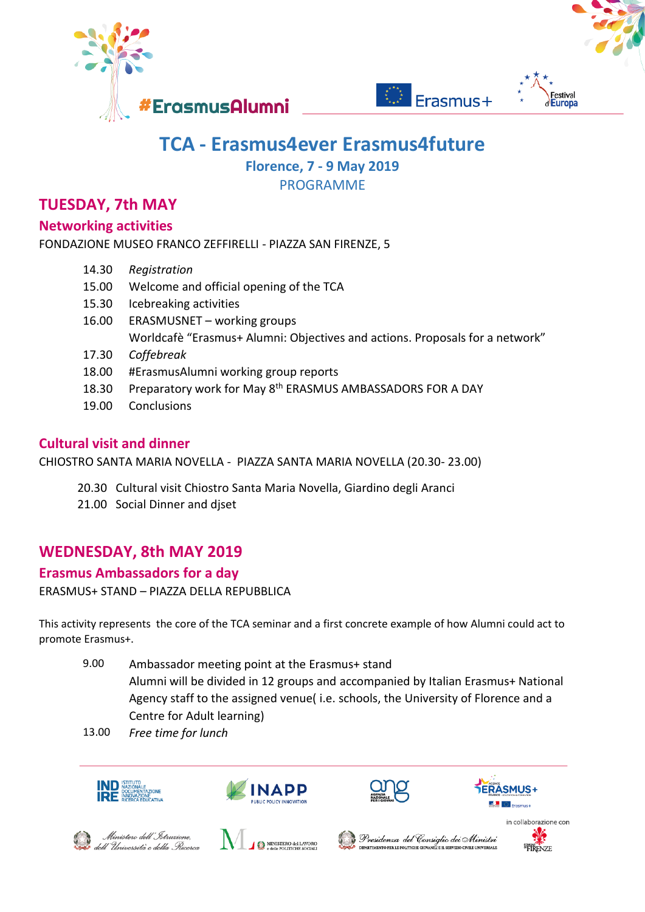#ErasmusAlumni

# TCA - Erasmus4ever Erasmus4future

**Florence, 7 - 9 May 2019**

PROGRAMME

## TUESDAY, 7th MAY

### Networking activities

FONDAZIONE MUSEO FRANCO ZEFFIRELLI - PIAZZA SAN FIRENZE, 5

- 14.30 *Registration*
- 15.00 Welcome and official opening of the TCA
- 15.30 Icebreaking activities
- 16.00 ERASMUSNET – working groups
  Worldcafè "Erasmus+ Alumni: Objectives and actions. Proposals for a network"
- 17.30 *Coffebreak*
- 18.00 #ErasmusAlumni working group reports
- 18.30 Preparatory work for May 8th ERASMUS AMBASSADORS FOR A DAY
- 19.00 Conclusions

### Cultural visit and dinner

CHIOSTRO SANTA MARIA NOVELLA - PIAZZA SANTA MARIA NOVELLA (20.30- 23.00)

- 20.30 Cultural visit Chiostro Santa Maria Novella, Giardino degli Aranci
- 21.00 Social Dinner and djset

## WEDNESDAY, 8th MAY 2019

### Erasmus Ambassadors for a day

ERASMUS+ STAND – PIAZZA DELLA REPUBBLICA

This activity represents the core of the TCA seminar and a first concrete example of how Alumni could act to promote Erasmus+.

- 9.00 Ambassador meeting point at the Erasmus+ stand
  Alumni will be divided in 12 groups and accompanied by Italian Erasmus+ National Agency staff to the assigned venue( i.e. schools, the University of Florence and a Centre for Adult learning)
- 13.00 *Free time for lunch*

in collaborazione con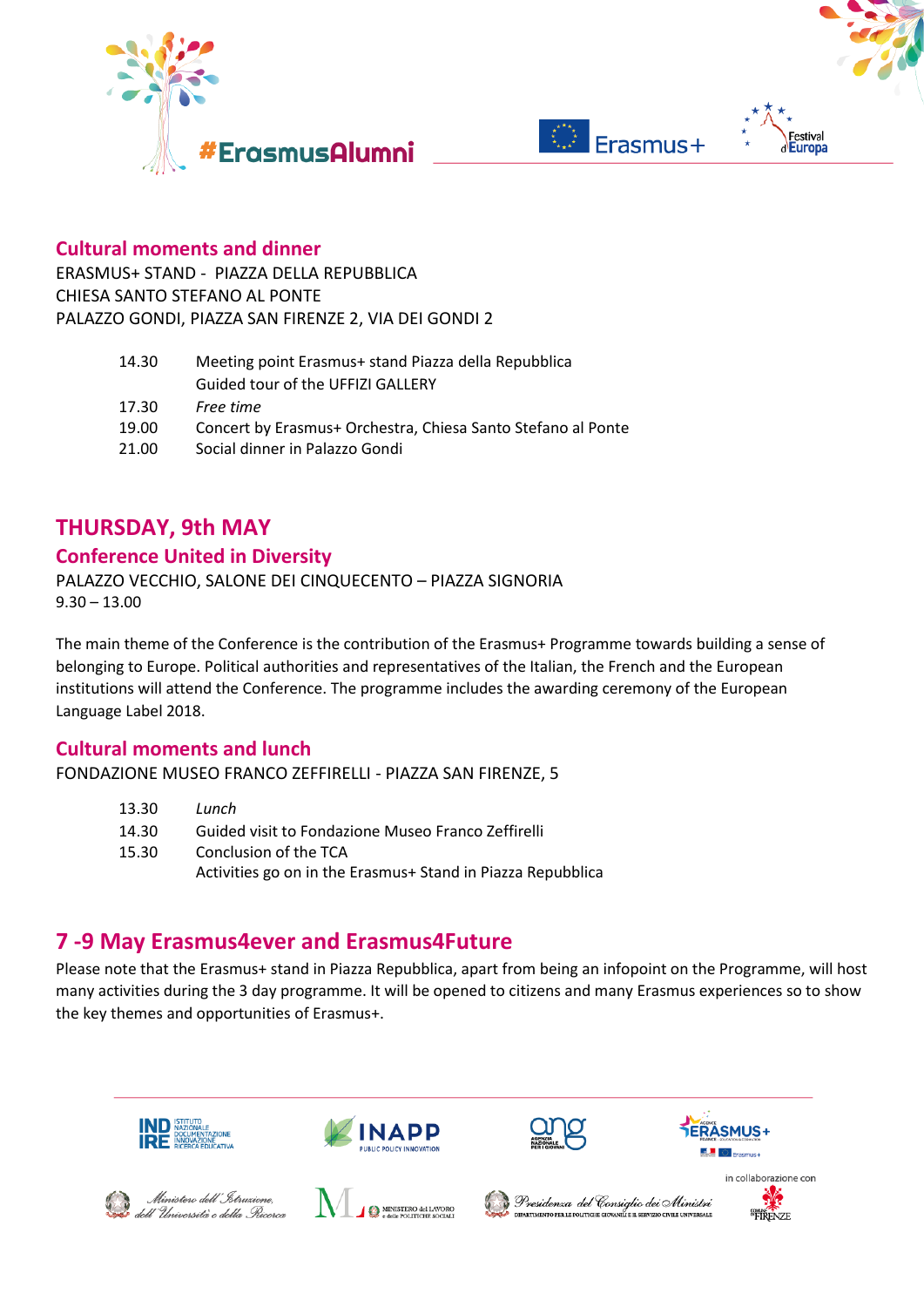## Cultural moments and dinner

ERASMUS+ STAND - PIAZZA DELLA REPUBBLICA
CHIESA SANTO STEFANO AL PONTE
PALAZZO GONDI, PIAZZA SAN FIRENZE 2, VIA DEI GONDI 2

| | |
|---|---|
| 14.30 | Meeting point Erasmus+ stand Piazza della Repubblica<br>Guided tour of the UFFIZI GALLERY |
| 17.30 | *Free time* |
| 19.00 | Concert by Erasmus+ Orchestra, Chiesa Santo Stefano al Ponte |
| 21.00 | Social dinner in Palazzo Gondi |

# THURSDAY, 9th MAY

## Conference United in Diversity

PALAZZO VECCHIO, SALONE DEI CINQUECENTO – PIAZZA SIGNORIA
9.30 – 13.00

The main theme of the Conference is the contribution of the Erasmus+ Programme towards building a sense of belonging to Europe. Political authorities and representatives of the Italian, the French and the European institutions will attend the Conference. The programme includes the awarding ceremony of the European Language Label 2018.

## Cultural moments and lunch

FONDAZIONE MUSEO FRANCO ZEFFIRELLI - PIAZZA SAN FIRENZE, 5

| | |
|---|---|
| 13.30 | *Lunch* |
| 14.30 | Guided visit to Fondazione Museo Franco Zeffirelli |
| 15.30 | Conclusion of the TCA<br>Activities go on in the Erasmus+ Stand in Piazza Repubblica |

# 7 -9 May Erasmus4ever and Erasmus4Future

Please note that the Erasmus+ stand in Piazza Repubblica, apart from being an infopoint on the Programme, will host many activities during the 3 day programme. It will be opened to citizens and many Erasmus experiences so to show the key themes and opportunities of Erasmus+.

in collaborazione con